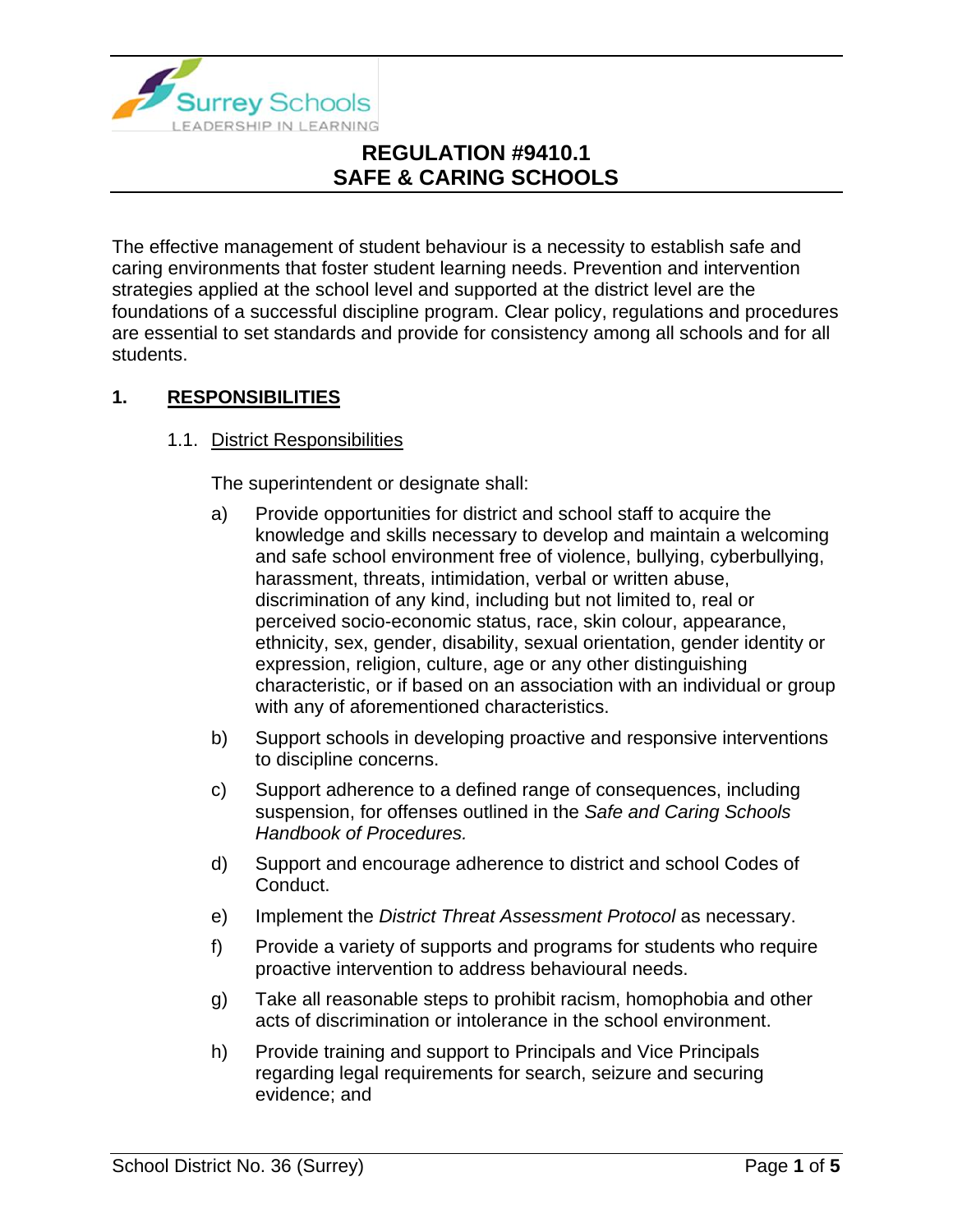# REGULATION #9410.1
# SAFE & CARING SCHOOLS

The effective management of student behaviour is a necessity to establish safe and caring environments that foster student learning needs. Prevention and intervention strategies applied at the school level and supported at the district level are the foundations of a successful discipline program. Clear policy, regulations and procedures are essential to set standards and provide for consistency among all schools and for all students.

## 1. RESPONSIBILITIES

### 1.1. District Responsibilities

The superintendent or designate shall:

a) Provide opportunities for district and school staff to acquire the knowledge and skills necessary to develop and maintain a welcoming and safe school environment free of violence, bullying, cyberbullying, harassment, threats, intimidation, verbal or written abuse, discrimination of any kind, including but not limited to, real or perceived socio-economic status, race, skin colour, appearance, ethnicity, sex, gender, disability, sexual orientation, gender identity or expression, religion, culture, age or any other distinguishing characteristic, or if based on an association with an individual or group with any of aforementioned characteristics.

b) Support schools in developing proactive and responsive interventions to discipline concerns.

c) Support adherence to a defined range of consequences, including suspension, for offenses outlined in the *Safe and Caring Schools Handbook of Procedures.*

d) Support and encourage adherence to district and school Codes of Conduct.

e) Implement the *District Threat Assessment Protocol* as necessary.

f) Provide a variety of supports and programs for students who require proactive intervention to address behavioural needs.

g) Take all reasonable steps to prohibit racism, homophobia and other acts of discrimination or intolerance in the school environment.

h) Provide training and support to Principals and Vice Principals regarding legal requirements for search, seizure and securing evidence; and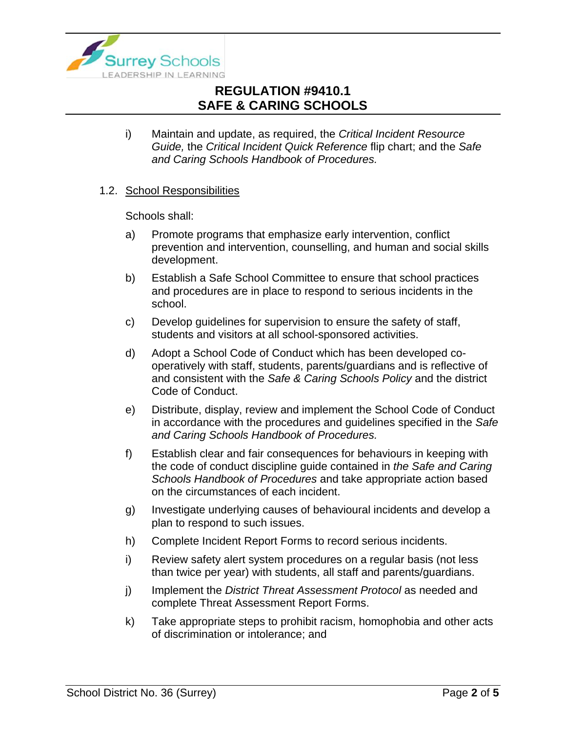i) Maintain and update, as required, the *Critical Incident Resource Guide,* the *Critical Incident Quick Reference* flip chart; and the *Safe and Caring Schools Handbook of Procedures.*

1.2. <u>School Responsibilities</u>

Schools shall:

a) Promote programs that emphasize early intervention, conflict prevention and intervention, counselling, and human and social skills development.

b) Establish a Safe School Committee to ensure that school practices and procedures are in place to respond to serious incidents in the school.

c) Develop guidelines for supervision to ensure the safety of staff, students and visitors at all school-sponsored activities.

d) Adopt a School Code of Conduct which has been developed co-operatively with staff, students, parents/guardians and is reflective of and consistent with the *Safe & Caring Schools Policy* and the district Code of Conduct.

e) Distribute, display, review and implement the School Code of Conduct in accordance with the procedures and guidelines specified in the *Safe and Caring Schools Handbook of Procedures.*

f) Establish clear and fair consequences for behaviours in keeping with the code of conduct discipline guide contained in *the Safe and Caring Schools Handbook of Procedures* and take appropriate action based on the circumstances of each incident.

g) Investigate underlying causes of behavioural incidents and develop a plan to respond to such issues.

h) Complete Incident Report Forms to record serious incidents.

i) Review safety alert system procedures on a regular basis (not less than twice per year) with students, all staff and parents/guardians.

j) Implement the *District Threat Assessment Protocol* as needed and complete Threat Assessment Report Forms.

k) Take appropriate steps to prohibit racism, homophobia and other acts of discrimination or intolerance; and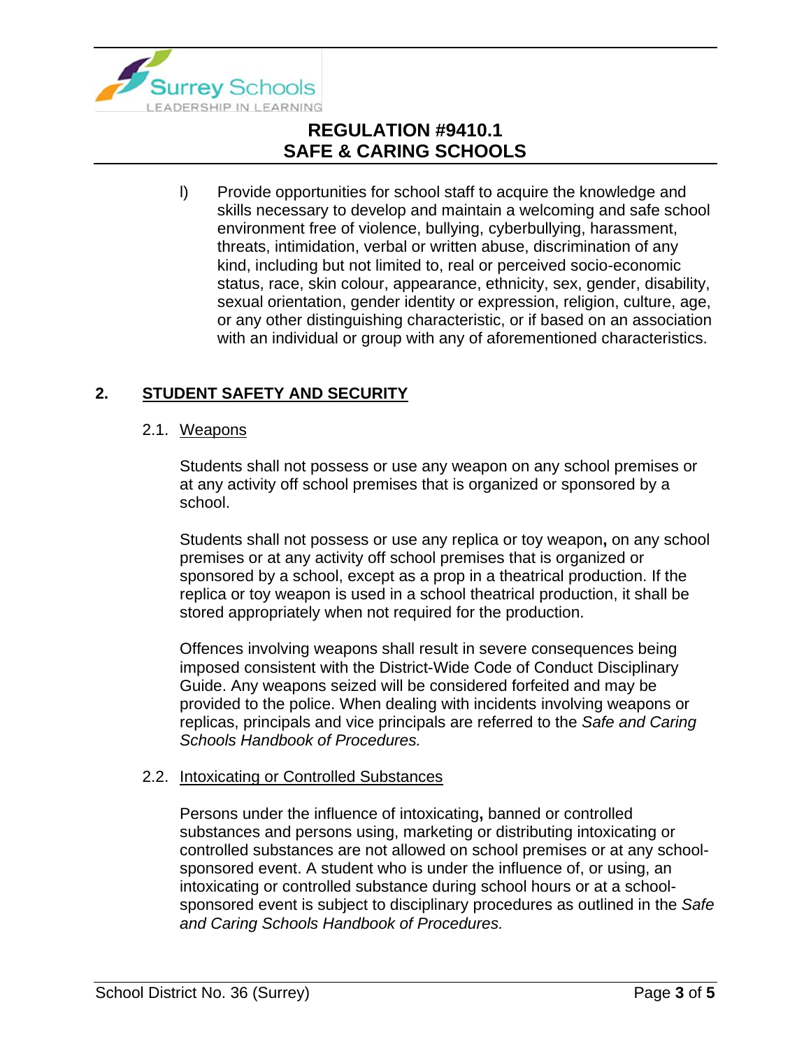l) Provide opportunities for school staff to acquire the knowledge and skills necessary to develop and maintain a welcoming and safe school environment free of violence, bullying, cyberbullying, harassment, threats, intimidation, verbal or written abuse, discrimination of any kind, including but not limited to, real or perceived socio-economic status, race, skin colour, appearance, ethnicity, sex, gender, disability, sexual orientation, gender identity or expression, religion, culture, age, or any other distinguishing characteristic, or if based on an association with an individual or group with any of aforementioned characteristics.

## 2. STUDENT SAFETY AND SECURITY

### 2.1. Weapons

Students shall not possess or use any weapon on any school premises or at any activity off school premises that is organized or sponsored by a school.

Students shall not possess or use any replica or toy weapon**,** on any school premises or at any activity off school premises that is organized or sponsored by a school, except as a prop in a theatrical production. If the replica or toy weapon is used in a school theatrical production, it shall be stored appropriately when not required for the production.

Offences involving weapons shall result in severe consequences being imposed consistent with the District-Wide Code of Conduct Disciplinary Guide. Any weapons seized will be considered forfeited and may be provided to the police. When dealing with incidents involving weapons or replicas, principals and vice principals are referred to the *Safe and Caring Schools Handbook of Procedures.*

### 2.2. Intoxicating or Controlled Substances

Persons under the influence of intoxicating**,** banned or controlled substances and persons using, marketing or distributing intoxicating or controlled substances are not allowed on school premises or at any school-sponsored event. A student who is under the influence of, or using, an intoxicating or controlled substance during school hours or at a school-sponsored event is subject to disciplinary procedures as outlined in the *Safe and Caring Schools Handbook of Procedures.*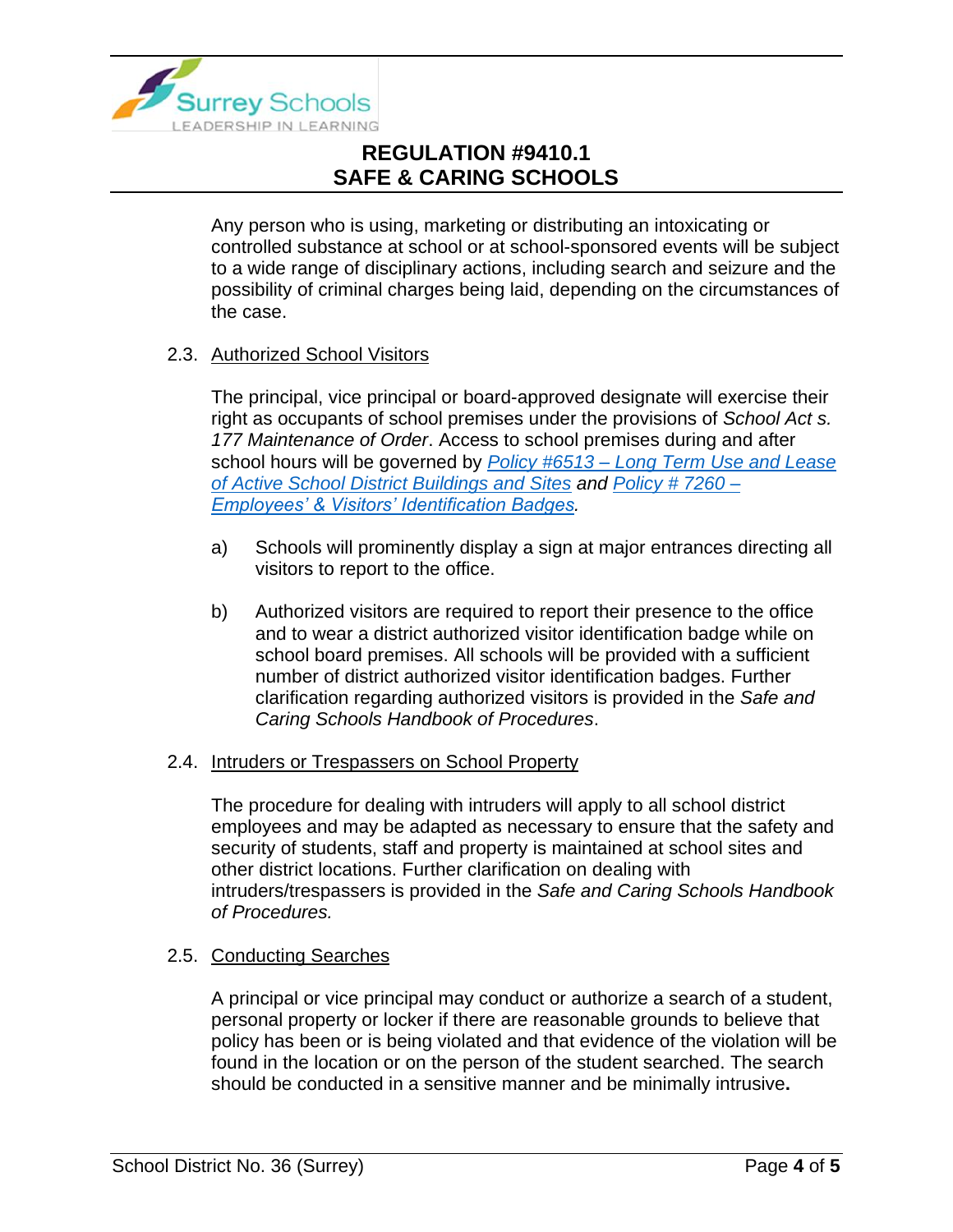Any person who is using, marketing or distributing an intoxicating or controlled substance at school or at school-sponsored events will be subject to a wide range of disciplinary actions, including search and seizure and the possibility of criminal charges being laid, depending on the circumstances of the case.

### 2.3. Authorized School Visitors

The principal, vice principal or board-approved designate will exercise their right as occupants of school premises under the provisions of *School Act s. 177 Maintenance of Order*. Access to school premises during and after school hours will be governed by *Policy #6513 – Long Term Use and Lease of Active School District Buildings and Sites* and *Policy # 7260 – Employees' & Visitors' Identification Badges*.

a) Schools will prominently display a sign at major entrances directing all visitors to report to the office.

b) Authorized visitors are required to report their presence to the office and to wear a district authorized visitor identification badge while on school board premises. All schools will be provided with a sufficient number of district authorized visitor identification badges. Further clarification regarding authorized visitors is provided in the *Safe and Caring Schools Handbook of Procedures*.

### 2.4. Intruders or Trespassers on School Property

The procedure for dealing with intruders will apply to all school district employees and may be adapted as necessary to ensure that the safety and security of students, staff and property is maintained at school sites and other district locations. Further clarification on dealing with intruders/trespassers is provided in the *Safe and Caring Schools Handbook of Procedures.*

### 2.5. Conducting Searches

A principal or vice principal may conduct or authorize a search of a student, personal property or locker if there are reasonable grounds to believe that policy has been or is being violated and that evidence of the violation will be found in the location or on the person of the student searched. The search should be conducted in a sensitive manner and be minimally intrusive**.**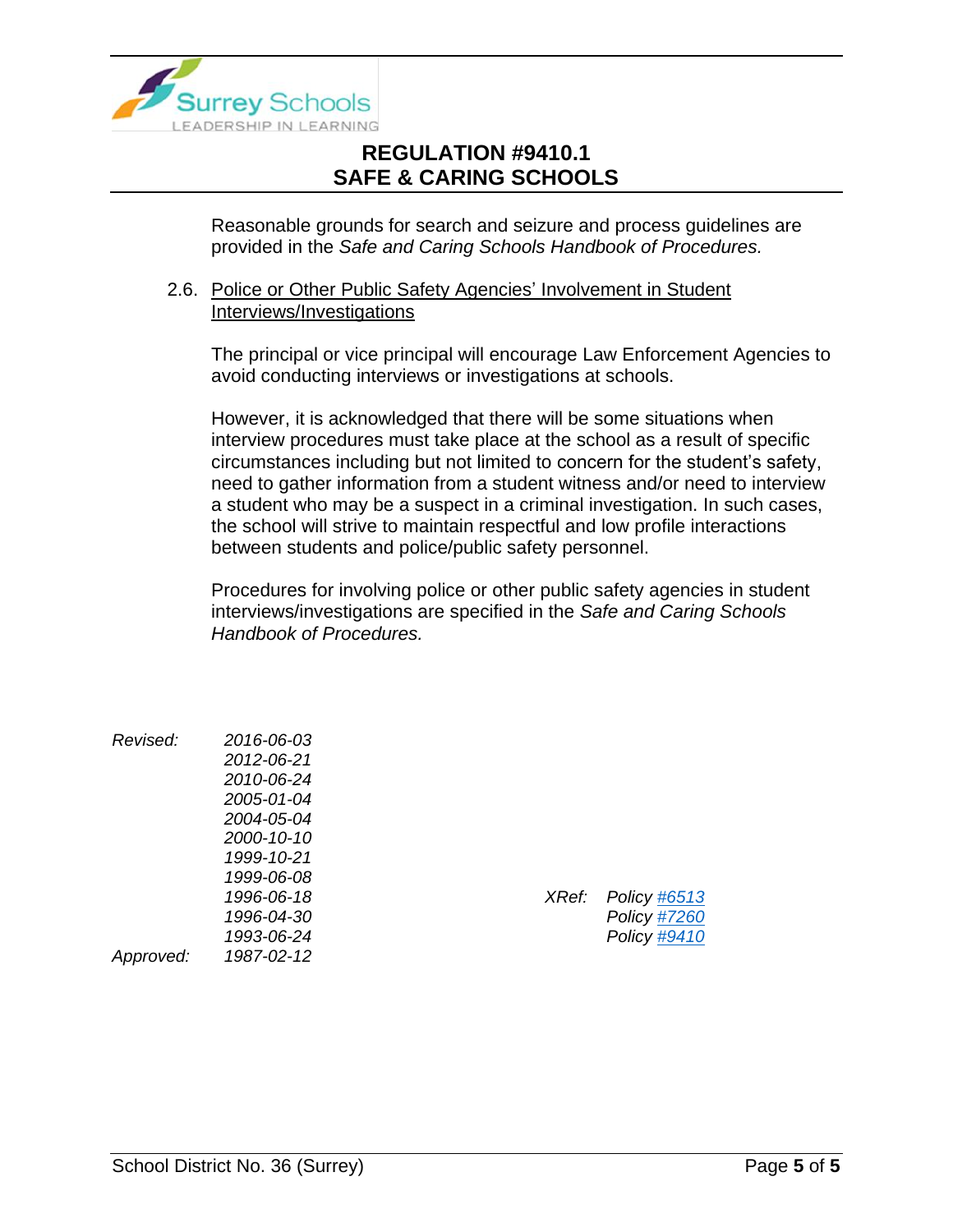Reasonable grounds for search and seizure and process guidelines are provided in the *Safe and Caring Schools Handbook of Procedures.*

2.6. Police or Other Public Safety Agencies' Involvement in Student Interviews/Investigations

The principal or vice principal will encourage Law Enforcement Agencies to avoid conducting interviews or investigations at schools.

However, it is acknowledged that there will be some situations when interview procedures must take place at the school as a result of specific circumstances including but not limited to concern for the student's safety, need to gather information from a student witness and/or need to interview a student who may be a suspect in a criminal investigation. In such cases, the school will strive to maintain respectful and low profile interactions between students and police/public safety personnel.

Procedures for involving police or other public safety agencies in student interviews/investigations are specified in the *Safe and Caring Schools Handbook of Procedures.*

*Revised:* *2016-06-03*
*2012-06-21*
*2010-06-24*
*2005-01-04*
*2004-05-04*
*2000-10-10*
*1999-10-21*
*1999-06-08*
*1996-06-18*
*1996-04-30*
*1993-06-24*
*Approved:* *1987-02-12*

*XRef:* *Policy #6513*
*Policy #7260*
*Policy #9410*